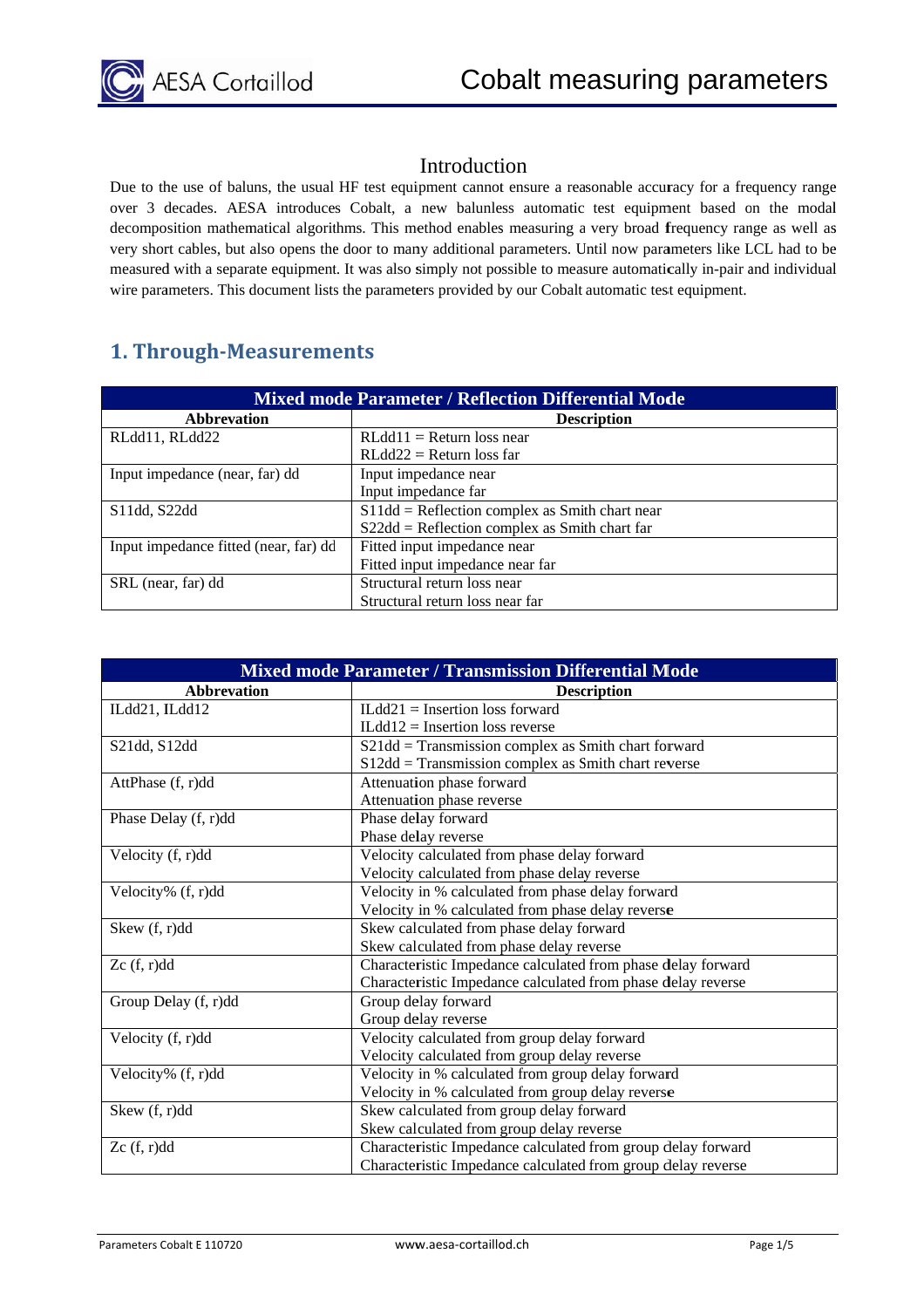## Introduction

Due to the use of baluns, the usual HF test equipment cannot ensure a reasonable accuracy for a frequency range over 3 decades. AESA introduces Cobalt, a new balunless automatic test equipment based on the modal decomposition mathematical algorithms. This method enables measuring a very broad frequency range as well as very short cables, but also opens the door to many additional parameters. Until now parameters like LCL had to be measured with a separate equipment. It was also simply not possible to measure automatically in-pair and individual wire parameters. This document lists the parameters provided by our Cobalt automatic test equipment.

## 1. Through-Measurements

| Mixed mode Parameter / Reflection Differential Mode | |
|---|---|
| **Abbrevation** | **Description** |
| RLdd11, RLdd22 | RLdd11 = Return loss near<br>RLdd22 = Return loss far |
| Input impedance (near, far) dd | Input impedance near<br>Input impedance far |
| S11dd, S22dd | S11dd = Reflection complex as Smith chart near<br>S22dd = Reflection complex as Smith chart far |
| Input impedance fitted (near, far) dd | Fitted input impedance near<br>Fitted input impedance near far |
| SRL (near, far) dd | Structural return loss near<br>Structural return loss near far |

| Mixed mode Parameter / Transmission Differential Mode | |
|---|---|
| **Abbrevation** | **Description** |
| ILdd21, ILdd12 | ILdd21 = Insertion loss forward<br>ILdd12 = Insertion loss reverse |
| S21dd, S12dd | S21dd = Transmission complex as Smith chart forward<br>S12dd = Transmission complex as Smith chart reverse |
| AttPhase (f, r)dd | Attenuation phase forward<br>Attenuation phase reverse |
| Phase Delay (f, r)dd | Phase delay forward<br>Phase delay reverse |
| Velocity (f, r)dd | Velocity calculated from phase delay forward<br>Velocity calculated from phase delay reverse |
| Velocity% (f, r)dd | Velocity in % calculated from phase delay forward<br>Velocity in % calculated from phase delay reverse |
| Skew (f, r)dd | Skew calculated from phase delay forward<br>Skew calculated from phase delay reverse |
| Zc (f, r)dd | Characteristic Impedance calculated from phase delay forward<br>Characteristic Impedance calculated from phase delay reverse |
| Group Delay (f, r)dd | Group delay forward<br>Group delay reverse |
| Velocity (f, r)dd | Velocity calculated from group delay forward<br>Velocity calculated from group delay reverse |
| Velocity% (f, r)dd | Velocity in % calculated from group delay forward<br>Velocity in % calculated from group delay reverse |
| Skew (f, r)dd | Skew calculated from group delay forward<br>Skew calculated from group delay reverse |
| Zc (f, r)dd | Characteristic Impedance calculated from group delay forward<br>Characteristic Impedance calculated from group delay reverse |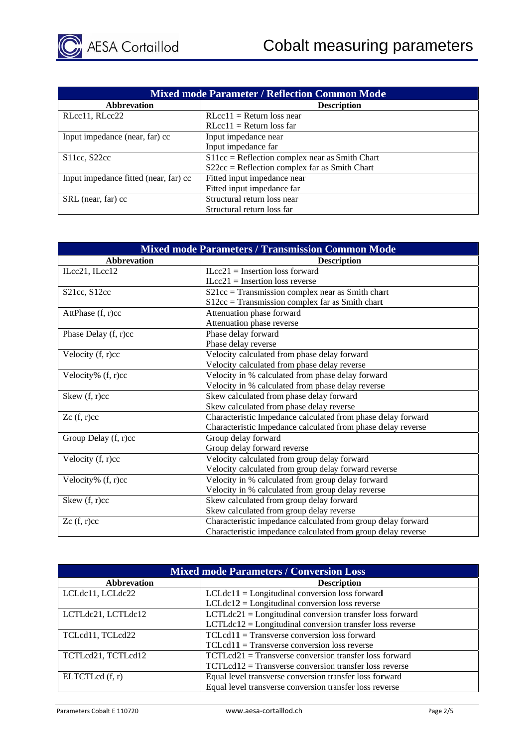| Mixed mode Parameter / Reflection Common Mode | |
|---|---|
| **Abbrevation** | **Description** |
| RLcc11, RLcc22 | RLcc11 = Return loss near<br>RLcc11 = Return loss far |
| Input impedance (near, far) cc | Input impedance near<br>Input impedance far |
| S11cc, S22cc | S11cc = Reflection complex near as Smith Chart<br>S22cc = Reflection complex far as Smith Chart |
| Input impedance fitted (near, far) cc | Fitted input impedance near<br>Fitted input impedance far |
| SRL (near, far) cc | Structural return loss near<br>Structural return loss far |

| Mixed mode Parameters / Transmission Common Mode | |
|---|---|
| **Abbrevation** | **Description** |
| ILcc21, ILcc12 | ILcc21 = Insertion loss forward<br>ILcc21 = Insertion loss reverse |
| S21cc, S12cc | S21cc = Transmission complex near as Smith chart<br>S12cc = Transmission complex far as Smith chart |
| AttPhase (f, r)cc | Attenuation phase forward<br>Attenuation phase reverse |
| Phase Delay (f, r)cc | Phase delay forward<br>Phase delay reverse |
| Velocity (f, r)cc | Velocity calculated from phase delay forward<br>Velocity calculated from phase delay reverse |
| Velocity% (f, r)cc | Velocity in % calculated from phase delay forward<br>Velocity in % calculated from phase delay reverse |
| Skew (f, r)cc | Skew calculated from phase delay forward<br>Skew calculated from phase delay reverse |
| Zc (f, r)cc | Characteristic Impedance calculated from phase delay forward<br>Characteristic Impedance calculated from phase delay reverse |
| Group Delay (f, r)cc | Group delay forward<br>Group delay forward reverse |
| Velocity (f, r)cc | Velocity calculated from group delay forward<br>Velocity calculated from group delay forward reverse |
| Velocity% (f, r)cc | Velocity in % calculated from group delay forward<br>Velocity in % calculated from group delay reverse |
| Skew (f, r)cc | Skew calculated from group delay forward<br>Skew calculated from group delay reverse |
| Zc (f, r)cc | Characteristic impedance calculated from group delay forward<br>Characteristic impedance calculated from group delay reverse |

| Mixed mode Parameters / Conversion Loss | |
|---|---|
| **Abbrevation** | **Description** |
| LCLdc11, LCLdc22 | LCLdc11 = Longitudinal conversion loss forward<br>LCLdc12 = Longitudinal conversion loss reverse |
| LCTLdc21, LCTLdc12 | LCTLdc21 = Longitudinal conversion transfer loss forward<br>LCTLdc12 = Longitudinal conversion transfer loss reverse |
| TCLcd11, TCLcd22 | TCLcd11 = Transverse conversion loss forward<br>TCLcd11 = Transverse conversion loss reverse |
| TCTLcd21, TCTLcd12 | TCTLcd21 = Transverse conversion transfer loss forward<br>TCTLcd12 = Transverse conversion transfer loss reverse |
| ELTCTLcd (f, r) | Equal level transverse conversion transfer loss forward<br>Equal level transverse conversion transfer loss reverse |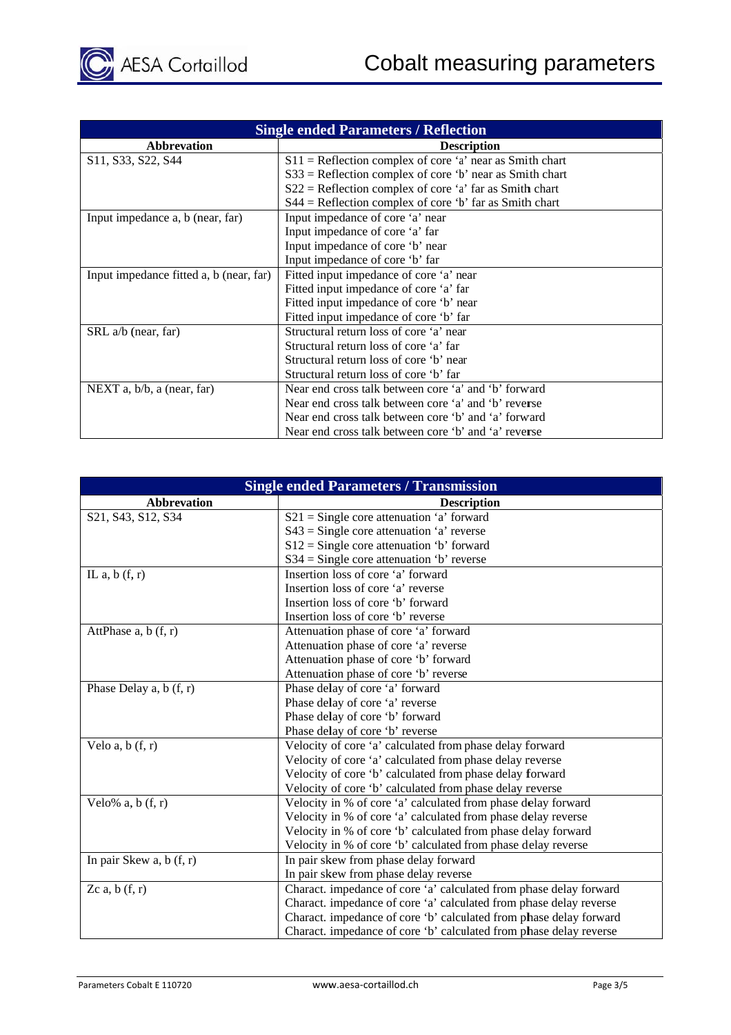| Single ended Parameters / Reflection | |
|---|---|
| **Abbrevation** | **Description** |
| S11, S33, S22, S44 | S11 = Reflection complex of core ‘a’ near as Smith chart<br>S33 = Reflection complex of core ‘b’ near as Smith chart<br>S22 = Reflection complex of core ‘a’ far as Smith chart<br>S44 = Reflection complex of core ‘b’ far as Smith chart |
| Input impedance a, b (near, far) | Input impedance of core ‘a’ near<br>Input impedance of core ‘a’ far<br>Input impedance of core ‘b’ near<br>Input impedance of core ‘b’ far |
| Input impedance fitted a, b (near, far) | Fitted input impedance of core ‘a’ near<br>Fitted input impedance of core ‘a’ far<br>Fitted input impedance of core ‘b’ near<br>Fitted input impedance of core ‘b’ far |
| SRL a/b (near, far) | Structural return loss of core ‘a’ near<br>Structural return loss of core ‘a’ far<br>Structural return loss of core ‘b’ near<br>Structural return loss of core ‘b’ far |
| NEXT a, b/b, a (near, far) | Near end cross talk between core ‘a’ and ‘b’ forward<br>Near end cross talk between core ‘a’ and ‘b’ reverse<br>Near end cross talk between core ‘b’ and ‘a’ forward<br>Near end cross talk between core ‘b’ and ‘a’ reverse |

| Single ended Parameters / Transmission | |
|---|---|
| **Abbrevation** | **Description** |
| S21, S43, S12, S34 | S21 = Single core attenuation ‘a’ forward<br>S43 = Single core attenuation ‘a’ reverse<br>S12 = Single core attenuation ‘b’ forward<br>S34 = Single core attenuation ‘b’ reverse |
| IL a, b (f, r) | Insertion loss of core ‘a’ forward<br>Insertion loss of core ‘a’ reverse<br>Insertion loss of core ‘b’ forward<br>Insertion loss of core ‘b’ reverse |
| AttPhase a, b (f, r) | Attenuation phase of core ‘a’ forward<br>Attenuation phase of core ‘a’ reverse<br>Attenuation phase of core ‘b’ forward<br>Attenuation phase of core ‘b’ reverse |
| Phase Delay a, b (f, r) | Phase delay of core ‘a’ forward<br>Phase delay of core ‘a’ reverse<br>Phase delay of core ‘b’ forward<br>Phase delay of core ‘b’ reverse |
| Velo a, b (f, r) | Velocity of core ‘a’ calculated from phase delay forward<br>Velocity of core ‘a’ calculated from phase delay reverse<br>Velocity of core ‘b’ calculated from phase delay forward<br>Velocity of core ‘b’ calculated from phase delay reverse |
| Velo% a, b (f, r) | Velocity in % of core ‘a’ calculated from phase delay forward<br>Velocity in % of core ‘a’ calculated from phase delay reverse<br>Velocity in % of core ‘b’ calculated from phase delay forward<br>Velocity in % of core ‘b’ calculated from phase delay reverse |
| In pair Skew a, b (f, r) | In pair skew from phase delay forward<br>In pair skew from phase delay reverse |
| Zc a, b (f, r) | Charact. impedance of core ‘a’ calculated from phase delay forward<br>Charact. impedance of core ‘a’ calculated from phase delay reverse<br>Charact. impedance of core ‘b’ calculated from phase delay forward<br>Charact. impedance of core ‘b’ calculated from phase delay reverse |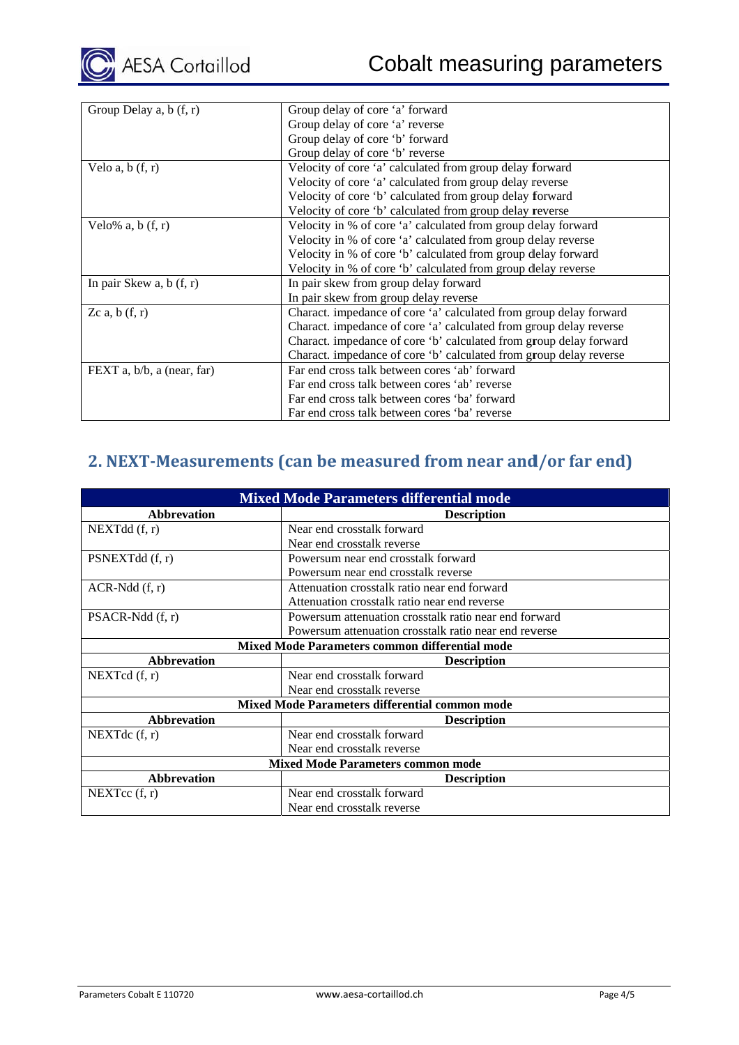| | |
|---|---|
| Group Delay a, b (f, r) | Group delay of core ‘a’ forward<br>Group delay of core ‘a’ reverse<br>Group delay of core ‘b’ forward<br>Group delay of core ‘b’ reverse |
| Velo a, b (f, r) | Velocity of core ‘a’ calculated from group delay forward<br>Velocity of core ‘a’ calculated from group delay reverse<br>Velocity of core ‘b’ calculated from group delay forward<br>Velocity of core ‘b’ calculated from group delay reverse |
| Velo% a, b (f, r) | Velocity in % of core ‘a’ calculated from group delay forward<br>Velocity in % of core ‘a’ calculated from group delay reverse<br>Velocity in % of core ‘b’ calculated from group delay forward<br>Velocity in % of core ‘b’ calculated from group delay reverse |
| In pair Skew a, b (f, r) | In pair skew from group delay forward<br>In pair skew from group delay reverse |
| Zc a, b (f, r) | Charact. impedance of core ‘a’ calculated from group delay forward<br>Charact. impedance of core ‘a’ calculated from group delay reverse<br>Charact. impedance of core ‘b’ calculated from group delay forward<br>Charact. impedance of core ‘b’ calculated from group delay reverse |
| FEXT a, b/b, a (near, far) | Far end cross talk between cores ‘ab’ forward<br>Far end cross talk between cores ‘ab’ reverse<br>Far end cross talk between cores ‘ba’ forward<br>Far end cross talk between cores ‘ba’ reverse |

## 2. NEXT-Measurements (can be measured from near and/or far end)

| **Mixed Mode Parameters differential mode** | |
|---|---|
| **Abbreviation** | **Description** |
| NEXTdd (f, r) | Near end crosstalk forward<br>Near end crosstalk reverse |
| PSNEXTdd (f, r) | Powersum near end crosstalk forward<br>Powersum near end crosstalk reverse |
| ACR-Ndd (f, r) | Attenuation crosstalk ratio near end forward<br>Attenuation crosstalk ratio near end reverse |
| PSACR-Ndd (f, r) | Powersum attenuation crosstalk ratio near end forward<br>Powersum attenuation crosstalk ratio near end reverse |
| **Mixed Mode Parameters common differential mode** | |
| **Abbreviation** | **Description** |
| NEXTcd (f, r) | Near end crosstalk forward<br>Near end crosstalk reverse |
| **Mixed Mode Parameters differential common mode** | |
| **Abbreviation** | **Description** |
| NEXTdc (f, r) | Near end crosstalk forward<br>Near end crosstalk reverse |
| **Mixed Mode Parameters common mode** | |
| **Abbreviation** | **Description** |
| NEXTcc (f, r) | Near end crosstalk forward<br>Near end crosstalk reverse |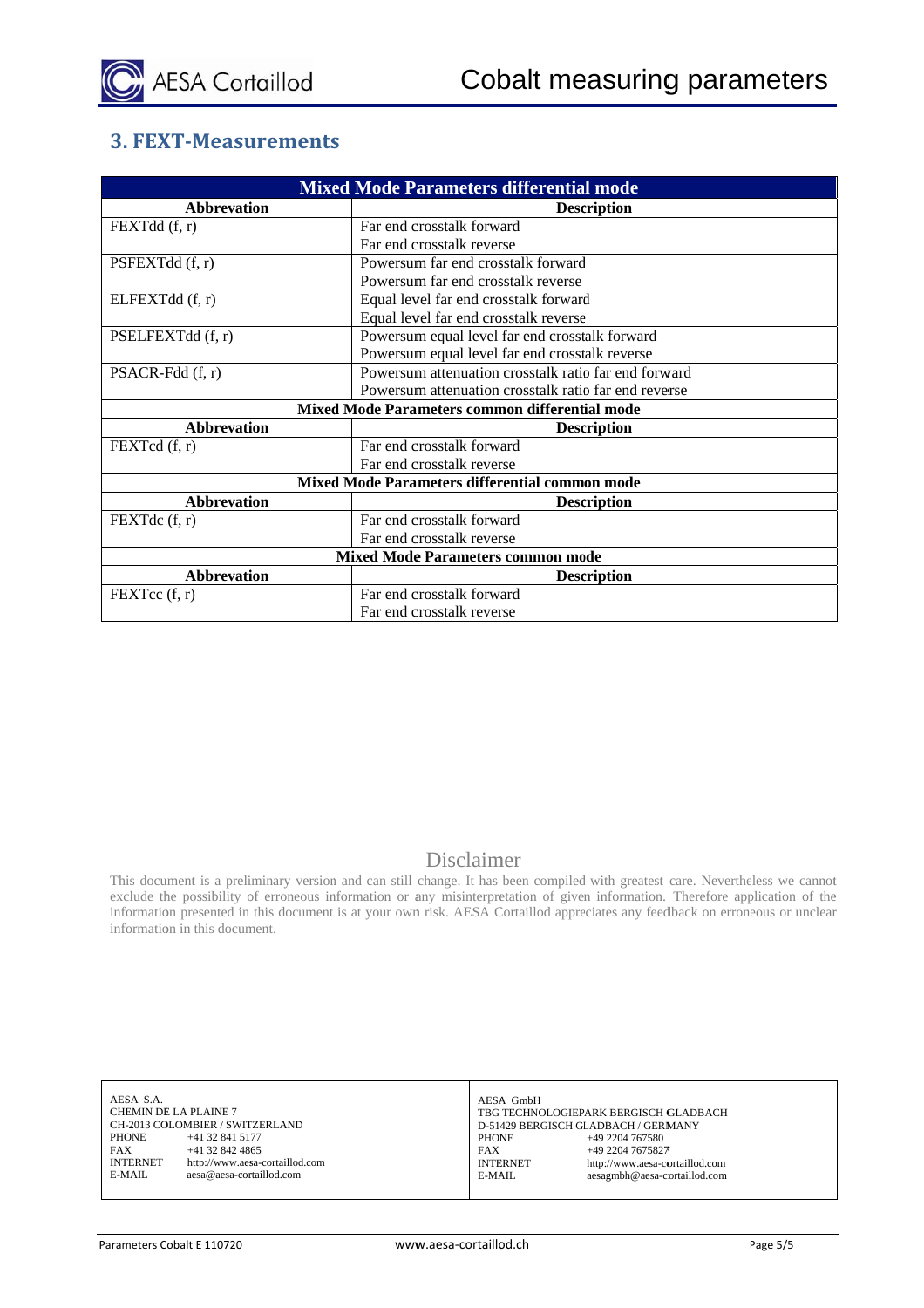## 3. FEXT-Measurements

| Mixed Mode Parameters differential mode | |
|---|---|
| **Abbrevation** | **Description** |
| FEXTdd (f, r) | Far end crosstalk forward |
| | Far end crosstalk reverse |
| PSFEXTdd (f, r) | Powersum far end crosstalk forward |
| | Powersum far end crosstalk reverse |
| ELFEXTdd (f, r) | Equal level far end crosstalk forward |
| | Equal level far end crosstalk reverse |
| PSELFEXTdd (f, r) | Powersum equal level far end crosstalk forward |
| | Powersum equal level far end crosstalk reverse |
| PSACR-Fdd (f, r) | Powersum attenuation crosstalk ratio far end forward |
| | Powersum attenuation crosstalk ratio far end reverse |
| **Mixed Mode Parameters common differential mode** | |
| **Abbrevation** | **Description** |
| FEXTcd (f, r) | Far end crosstalk forward |
| | Far end crosstalk reverse |
| **Mixed Mode Parameters differential common mode** | |
| **Abbrevation** | **Description** |
| FEXTdc (f, r) | Far end crosstalk forward |
| | Far end crosstalk reverse |
| **Mixed Mode Parameters common mode** | |
| **Abbrevation** | **Description** |
| FEXTcc (f, r) | Far end crosstalk forward |
| | Far end crosstalk reverse |

## Disclaimer

This document is a preliminary version and can still change. It has been compiled with greatest care. Nevertheless we cannot exclude the possibility of erroneous information or any misinterpretation of given information. Therefore application of the information presented in this document is at your own risk. AESA Cortaillod appreciates any feedback on erroneous or unclear information in this document.

| | |
|---|---|
| AESA S.A.<br>CHEMIN DE LA PLAINE 7<br>CH-2013 COLOMBIER / SWITZERLAND<br>PHONE +41 32 841 5177<br>FAX +41 32 842 4865<br>INTERNET http://www.aesa-cortaillod.com<br>E-MAIL aesa@aesa-cortaillod.com | AESA GmbH<br>TBG TECHNOLOGIEPARK BERGISCH GLADBACH<br>D-51429 BERGISCH GLADBACH / GERMANY<br>PHONE +49 2204 767580<br>FAX +49 2204 7675827<br>INTERNET http://www.aesa-cortaillod.com<br>E-MAIL aesagmbh@aesa-cortaillod.com |